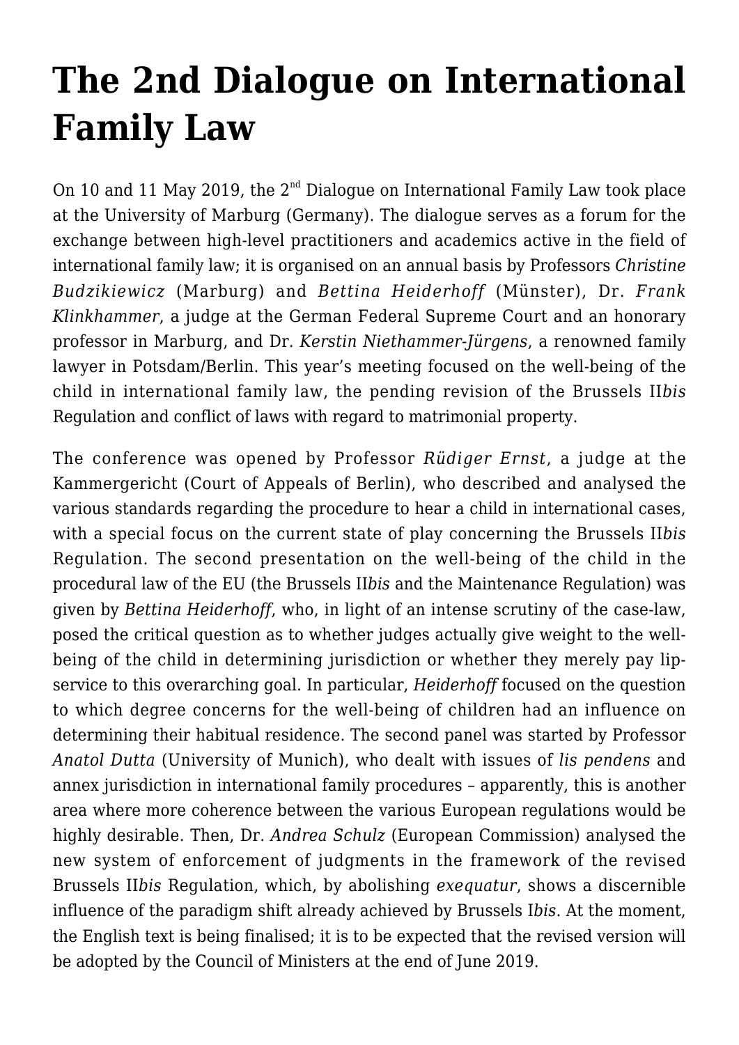# The 2nd Dialogue on International Family Law

On 10 and 11 May 2019, the 2nd Dialogue on International Family Law took place at the University of Marburg (Germany). The dialogue serves as a forum for the exchange between high-level practitioners and academics active in the field of international family law; it is organised on an annual basis by Professors *Christine Budzikiewicz* (Marburg) and *Bettina Heiderhoff* (Münster), Dr. *Frank Klinkhammer*, a judge at the German Federal Supreme Court and an honorary professor in Marburg, and Dr. *Kerstin Niethammer-Jürgens*, a renowned family lawyer in Potsdam/Berlin. This year's meeting focused on the well-being of the child in international family law, the pending revision of the Brussels II*bis* Regulation and conflict of laws with regard to matrimonial property.

The conference was opened by Professor *Rüdiger Ernst*, a judge at the Kammergericht (Court of Appeals of Berlin), who described and analysed the various standards regarding the procedure to hear a child in international cases, with a special focus on the current state of play concerning the Brussels II*bis* Regulation. The second presentation on the well-being of the child in the procedural law of the EU (the Brussels II*bis* and the Maintenance Regulation) was given by *Bettina Heiderhoff*, who, in light of an intense scrutiny of the case-law, posed the critical question as to whether judges actually give weight to the well-being of the child in determining jurisdiction or whether they merely pay lip-service to this overarching goal. In particular, *Heiderhoff* focused on the question to which degree concerns for the well-being of children had an influence on determining their habitual residence. The second panel was started by Professor *Anatol Dutta* (University of Munich), who dealt with issues of *lis pendens* and annex jurisdiction in international family procedures – apparently, this is another area where more coherence between the various European regulations would be highly desirable. Then, Dr. *Andrea Schulz* (European Commission) analysed the new system of enforcement of judgments in the framework of the revised Brussels II*bis* Regulation, which, by abolishing *exequatur*, shows a discernible influence of the paradigm shift already achieved by Brussels I*bis*. At the moment, the English text is being finalised; it is to be expected that the revised version will be adopted by the Council of Ministers at the end of June 2019.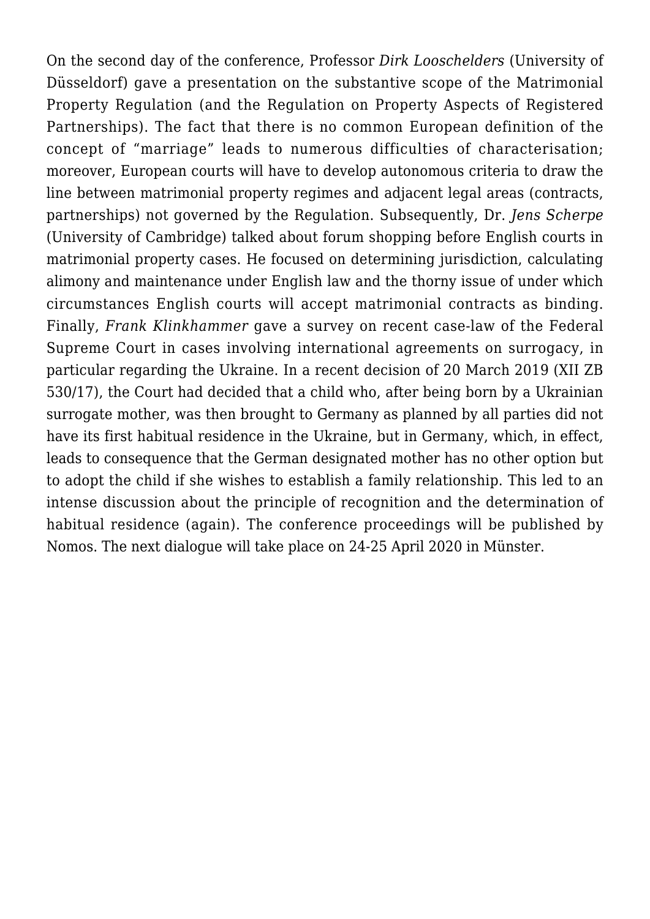On the second day of the conference, Professor *Dirk Looschelders* (University of Düsseldorf) gave a presentation on the substantive scope of the Matrimonial Property Regulation (and the Regulation on Property Aspects of Registered Partnerships). The fact that there is no common European definition of the concept of "marriage" leads to numerous difficulties of characterisation; moreover, European courts will have to develop autonomous criteria to draw the line between matrimonial property regimes and adjacent legal areas (contracts, partnerships) not governed by the Regulation. Subsequently, Dr. *Jens Scherpe* (University of Cambridge) talked about forum shopping before English courts in matrimonial property cases. He focused on determining jurisdiction, calculating alimony and maintenance under English law and the thorny issue of under which circumstances English courts will accept matrimonial contracts as binding. Finally, *Frank Klinkhammer* gave a survey on recent case-law of the Federal Supreme Court in cases involving international agreements on surrogacy, in particular regarding the Ukraine. In a recent decision of 20 March 2019 (XII ZB 530/17), the Court had decided that a child who, after being born by a Ukrainian surrogate mother, was then brought to Germany as planned by all parties did not have its first habitual residence in the Ukraine, but in Germany, which, in effect, leads to consequence that the German designated mother has no other option but to adopt the child if she wishes to establish a family relationship. This led to an intense discussion about the principle of recognition and the determination of habitual residence (again). The conference proceedings will be published by Nomos. The next dialogue will take place on 24-25 April 2020 in Münster.